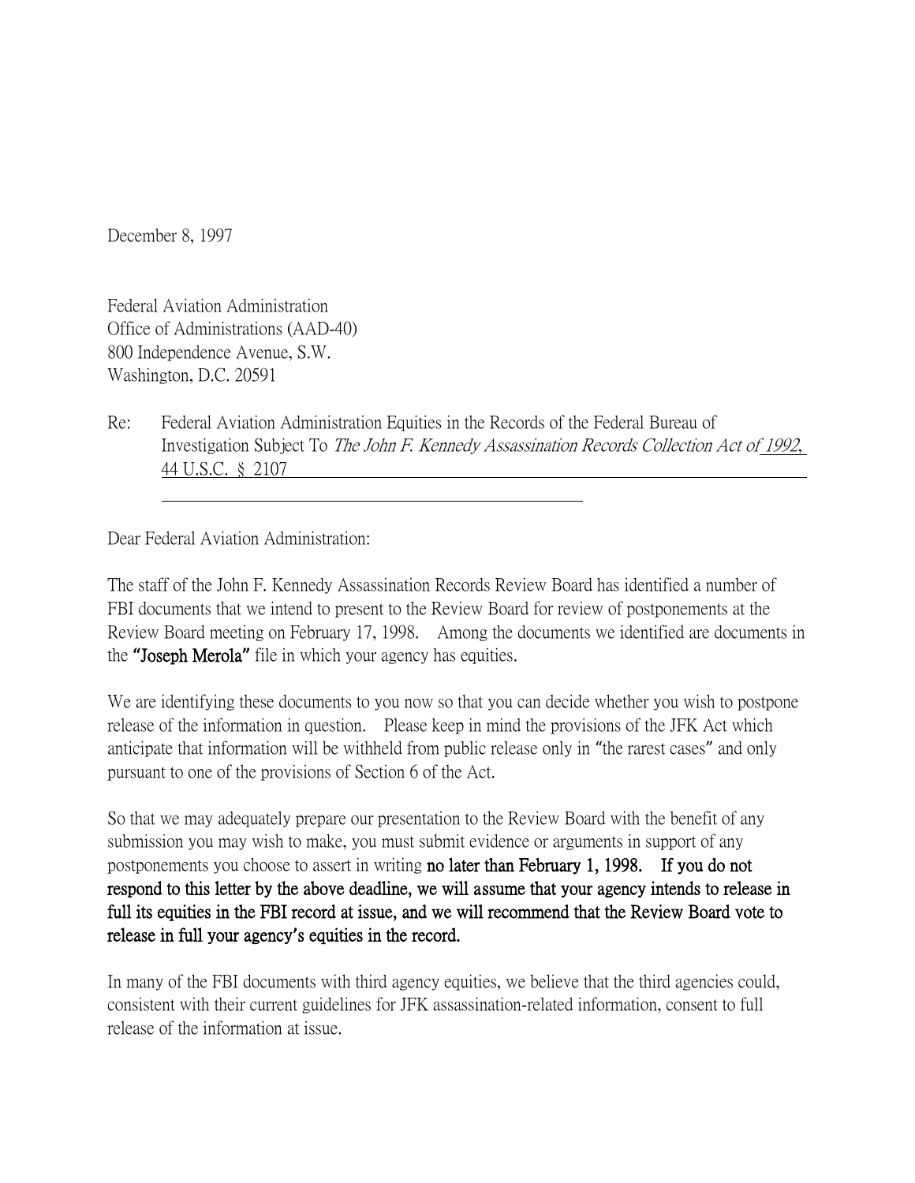December 8, 1997

Federal Aviation Administration
Office of Administrations (AAD-40)
800 Independence Avenue, S.W.
Washington, D.C. 20591

Re: Federal Aviation Administration Equities in the Records of the Federal Bureau of Investigation Subject To *The John F. Kennedy Assassination Records Collection Act of* 1992, 44 U.S.C. § 2107

Dear Federal Aviation Administration:

The staff of the John F. Kennedy Assassination Records Review Board has identified a number of FBI documents that we intend to present to the Review Board for review of postponements at the Review Board meeting on February 17, 1998. Among the documents we identified are documents in the **"Joseph Merola"** file in which your agency has equities.

We are identifying these documents to you now so that you can decide whether you wish to postpone release of the information in question. Please keep in mind the provisions of the JFK Act which anticipate that information will be withheld from public release only in "the rarest cases" and only pursuant to one of the provisions of Section 6 of the Act.

So that we may adequately prepare our presentation to the Review Board with the benefit of any submission you may wish to make, you must submit evidence or arguments in support of any postponements you choose to assert in writing **no later than February 1, 1998. If you do not respond to this letter by the above deadline, we will assume that your agency intends to release in full its equities in the FBI record at issue, and we will recommend that the Review Board vote to release in full your agency's equities in the record.**

In many of the FBI documents with third agency equities, we believe that the third agencies could, consistent with their current guidelines for JFK assassination-related information, consent to full release of the information at issue.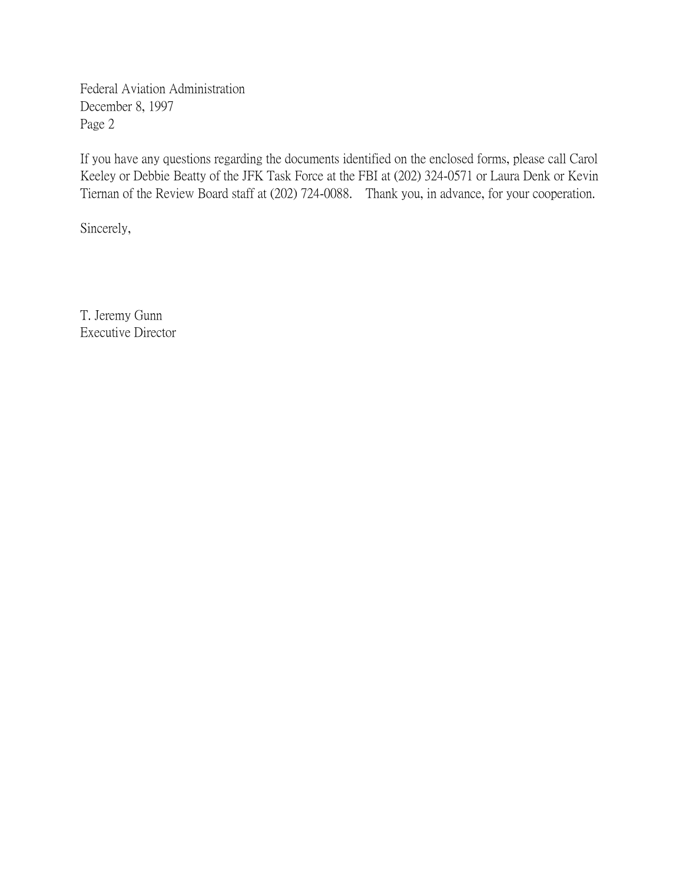Federal Aviation Administration
December 8, 1997
Page 2

If you have any questions regarding the documents identified on the enclosed forms, please call Carol Keeley or Debbie Beatty of the JFK Task Force at the FBI at (202) 324-0571 or Laura Denk or Kevin Tiernan of the Review Board staff at (202) 724-0088. Thank you, in advance, for your cooperation.

Sincerely,

T. Jeremy Gunn
Executive Director